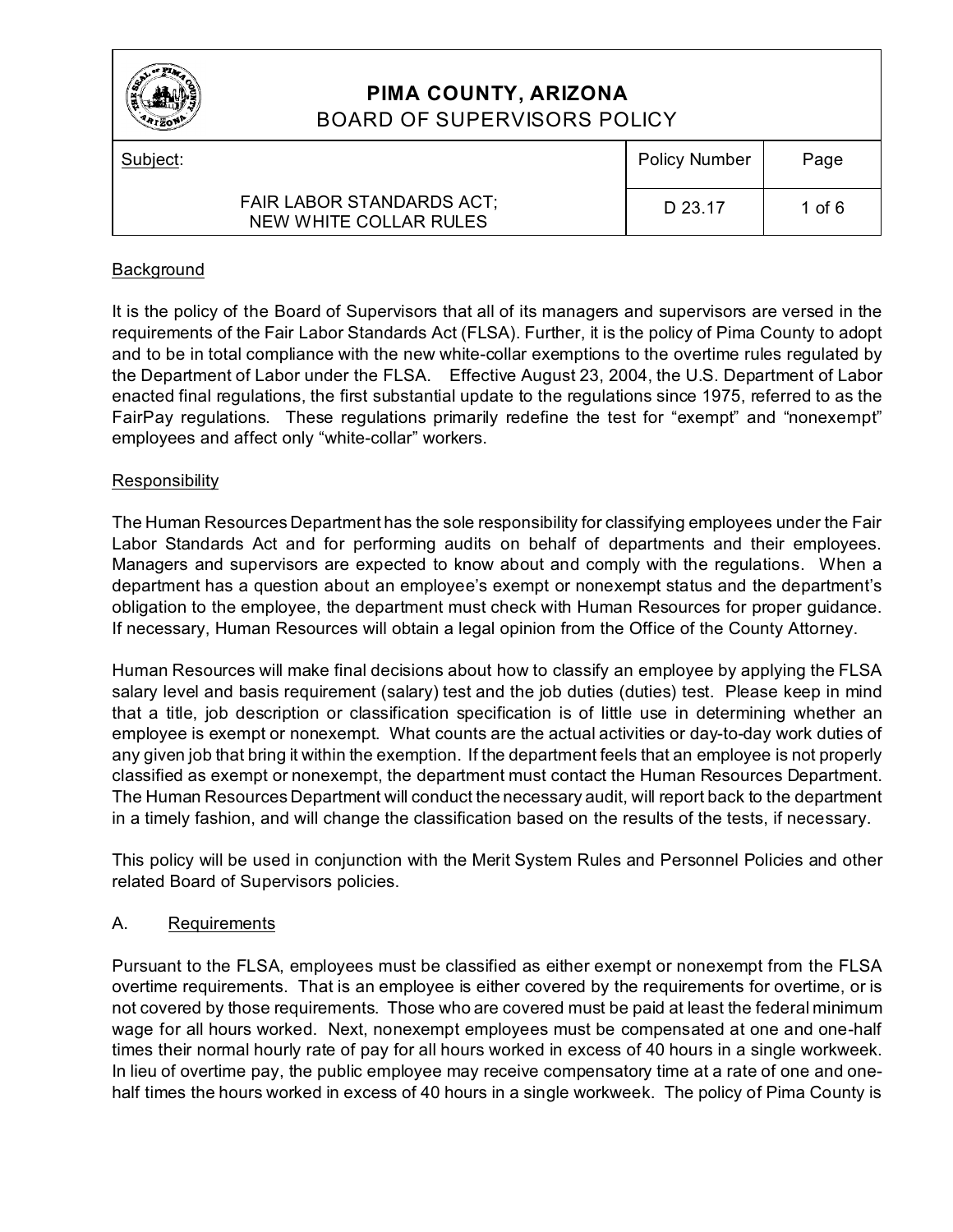# PIMA COUNTY, ARIZONA
## BOARD OF SUPERVISORS POLICY

| Subject: | Policy Number | Page |
|---|---|---|
| FAIR LABOR STANDARDS ACT; NEW WHITE COLLAR RULES | D 23.17 | 1 of 6 |

Background

It is the policy of the Board of Supervisors that all of its managers and supervisors are versed in the requirements of the Fair Labor Standards Act (FLSA). Further, it is the policy of Pima County to adopt and to be in total compliance with the new white-collar exemptions to the overtime rules regulated by the Department of Labor under the FLSA. Effective August 23, 2004, the U.S. Department of Labor enacted final regulations, the first substantial update to the regulations since 1975, referred to as the FairPay regulations. These regulations primarily redefine the test for "exempt" and "nonexempt" employees and affect only "white-collar" workers.

Responsibility

The Human Resources Department has the sole responsibility for classifying employees under the Fair Labor Standards Act and for performing audits on behalf of departments and their employees. Managers and supervisors are expected to know about and comply with the regulations. When a department has a question about an employee's exempt or nonexempt status and the department's obligation to the employee, the department must check with Human Resources for proper guidance. If necessary, Human Resources will obtain a legal opinion from the Office of the County Attorney.

Human Resources will make final decisions about how to classify an employee by applying the FLSA salary level and basis requirement (salary) test and the job duties (duties) test. Please keep in mind that a title, job description or classification specification is of little use in determining whether an employee is exempt or nonexempt. What counts are the actual activities or day-to-day work duties of any given job that bring it within the exemption. If the department feels that an employee is not properly classified as exempt or nonexempt, the department must contact the Human Resources Department. The Human Resources Department will conduct the necessary audit, will report back to the department in a timely fashion, and will change the classification based on the results of the tests, if necessary.

This policy will be used in conjunction with the Merit System Rules and Personnel Policies and other related Board of Supervisors policies.

A. Requirements

Pursuant to the FLSA, employees must be classified as either exempt or nonexempt from the FLSA overtime requirements. That is an employee is either covered by the requirements for overtime, or is not covered by those requirements. Those who are covered must be paid at least the federal minimum wage for all hours worked. Next, nonexempt employees must be compensated at one and one-half times their normal hourly rate of pay for all hours worked in excess of 40 hours in a single workweek. In lieu of overtime pay, the public employee may receive compensatory time at a rate of one and one-half times the hours worked in excess of 40 hours in a single workweek. The policy of Pima County is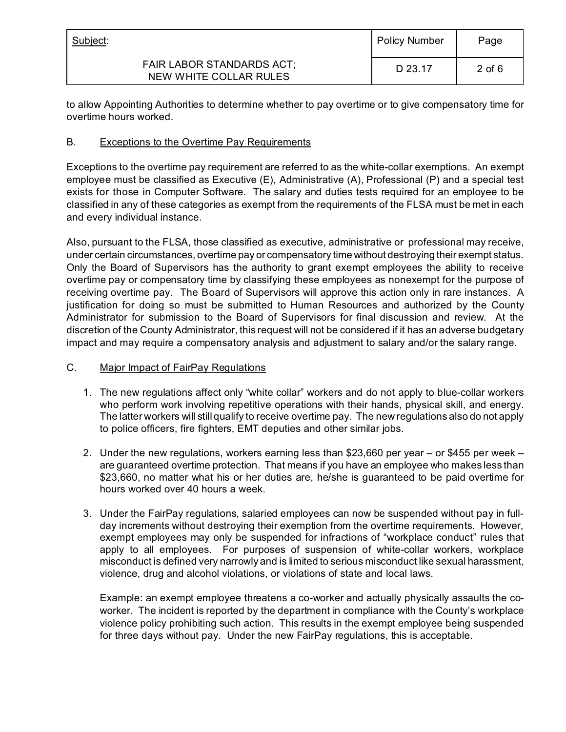to allow Appointing Authorities to determine whether to pay overtime or to give compensatory time for overtime hours worked.

B. Exceptions to the Overtime Pay Requirements

Exceptions to the overtime pay requirement are referred to as the white-collar exemptions. An exempt employee must be classified as Executive (E), Administrative (A), Professional (P) and a special test exists for those in Computer Software. The salary and duties tests required for an employee to be classified in any of these categories as exempt from the requirements of the FLSA must be met in each and every individual instance.

Also, pursuant to the FLSA, those classified as executive, administrative or professional may receive, under certain circumstances, overtime pay or compensatory time without destroying their exempt status. Only the Board of Supervisors has the authority to grant exempt employees the ability to receive overtime pay or compensatory time by classifying these employees as nonexempt for the purpose of receiving overtime pay. The Board of Supervisors will approve this action only in rare instances. A justification for doing so must be submitted to Human Resources and authorized by the County Administrator for submission to the Board of Supervisors for final discussion and review. At the discretion of the County Administrator, this request will not be considered if it has an adverse budgetary impact and may require a compensatory analysis and adjustment to salary and/or the salary range.

C. Major Impact of FairPay Regulations

1. The new regulations affect only "white collar" workers and do not apply to blue-collar workers who perform work involving repetitive operations with their hands, physical skill, and energy. The latter workers will still qualify to receive overtime pay. The new regulations also do not apply to police officers, fire fighters, EMT deputies and other similar jobs.

2. Under the new regulations, workers earning less than $23,660 per year – or $455 per week – are guaranteed overtime protection. That means if you have an employee who makes less than $23,660, no matter what his or her duties are, he/she is guaranteed to be paid overtime for hours worked over 40 hours a week.

3. Under the FairPay regulations, salaried employees can now be suspended without pay in full-day increments without destroying their exemption from the overtime requirements. However, exempt employees may only be suspended for infractions of "workplace conduct" rules that apply to all employees. For purposes of suspension of white-collar workers, workplace misconduct is defined very narrowly and is limited to serious misconduct like sexual harassment, violence, drug and alcohol violations, or violations of state and local laws.

   Example: an exempt employee threatens a co-worker and actually physically assaults the co-worker. The incident is reported by the department in compliance with the County's workplace violence policy prohibiting such action. This results in the exempt employee being suspended for three days without pay. Under the new FairPay regulations, this is acceptable.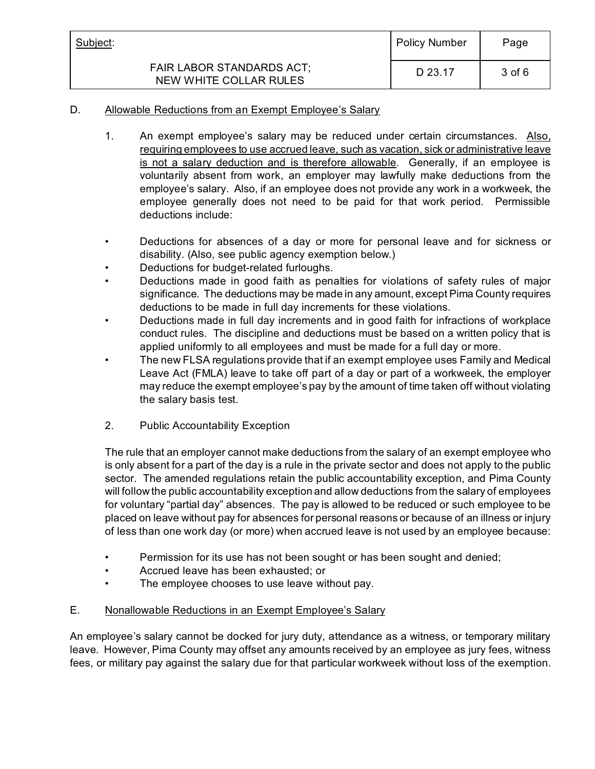## D. Allowable Reductions from an Exempt Employee's Salary

1. An exempt employee's salary may be reduced under certain circumstances. Also, requiring employees to use accrued leave, such as vacation, sick or administrative leave is not a salary deduction and is therefore allowable. Generally, if an employee is voluntarily absent from work, an employer may lawfully make deductions from the employee's salary. Also, if an employee does not provide any work in a workweek, the employee generally does not need to be paid for that work period. Permissible deductions include:

- Deductions for absences of a day or more for personal leave and for sickness or disability. (Also, see public agency exemption below.)
- Deductions for budget-related furloughs.
- Deductions made in good faith as penalties for violations of safety rules of major significance. The deductions may be made in any amount, except Pima County requires deductions to be made in full day increments for these violations.
- Deductions made in full day increments and in good faith for infractions of workplace conduct rules. The discipline and deductions must be based on a written policy that is applied uniformly to all employees and must be made for a full day or more.
- The new FLSA regulations provide that if an exempt employee uses Family and Medical Leave Act (FMLA) leave to take off part of a day or part of a workweek, the employer may reduce the exempt employee's pay by the amount of time taken off without violating the salary basis test.

2. Public Accountability Exception

The rule that an employer cannot make deductions from the salary of an exempt employee who is only absent for a part of the day is a rule in the private sector and does not apply to the public sector. The amended regulations retain the public accountability exception, and Pima County will follow the public accountability exception and allow deductions from the salary of employees for voluntary "partial day" absences. The pay is allowed to be reduced or such employee to be placed on leave without pay for absences for personal reasons or because of an illness or injury of less than one work day (or more) when accrued leave is not used by an employee because:

- Permission for its use has not been sought or has been sought and denied;
- Accrued leave has been exhausted; or
- The employee chooses to use leave without pay.

## E. Nonallowable Reductions in an Exempt Employee's Salary

An employee's salary cannot be docked for jury duty, attendance as a witness, or temporary military leave. However, Pima County may offset any amounts received by an employee as jury fees, witness fees, or military pay against the salary due for that particular workweek without loss of the exemption.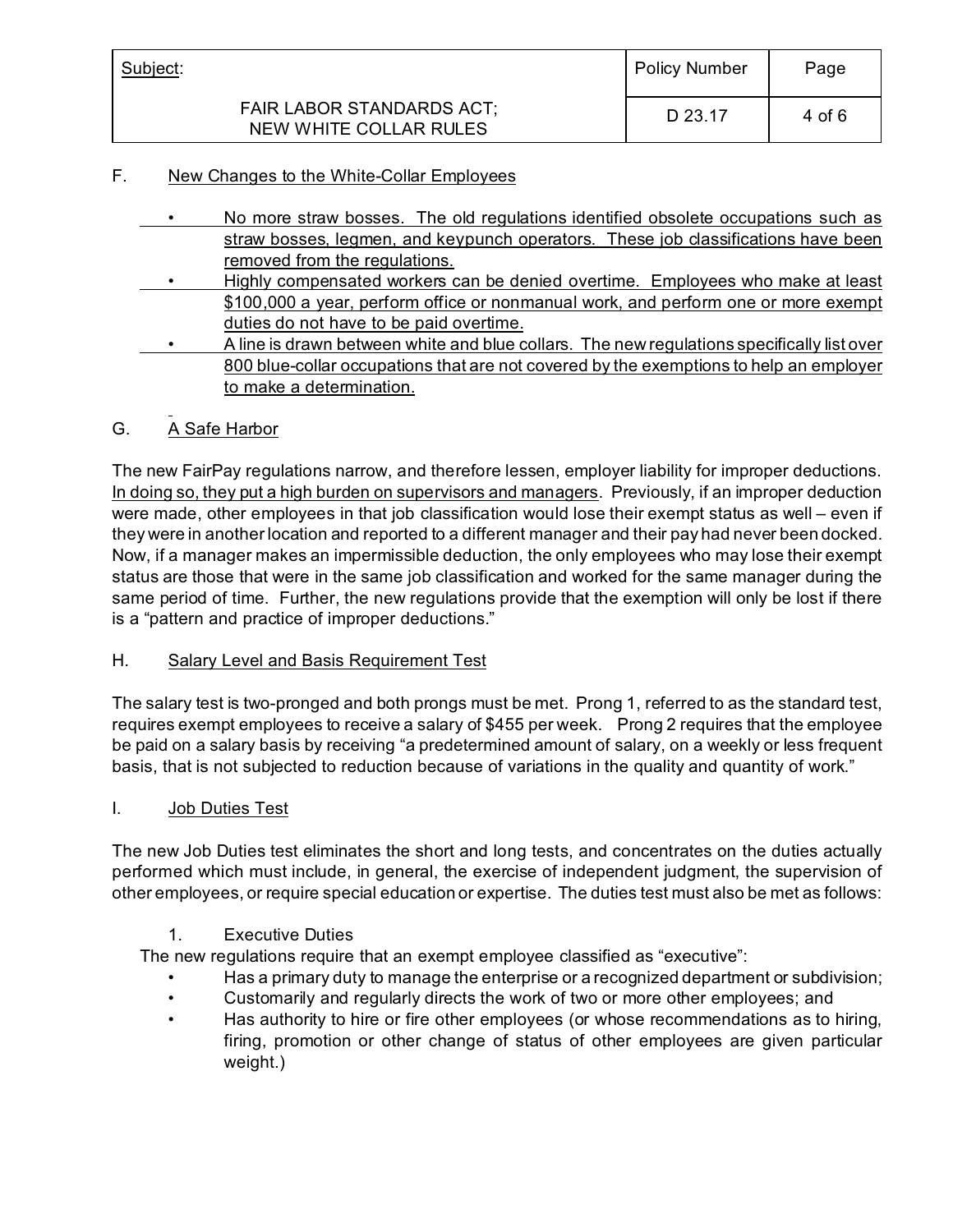## F. New Changes to the White-Collar Employees

- No more straw bosses. The old regulations identified obsolete occupations such as straw bosses, legmen, and keypunch operators. These job classifications have been removed from the regulations.
- Highly compensated workers can be denied overtime. Employees who make at least $100,000 a year, perform office or nonmanual work, and perform one or more exempt duties do not have to be paid overtime.
- A line is drawn between white and blue collars. The new regulations specifically list over 800 blue-collar occupations that are not covered by the exemptions to help an employer to make a determination.

## G. A Safe Harbor

The new FairPay regulations narrow, and therefore lessen, employer liability for improper deductions. In doing so, they put a high burden on supervisors and managers. Previously, if an improper deduction were made, other employees in that job classification would lose their exempt status as well – even if they were in another location and reported to a different manager and their pay had never been docked. Now, if a manager makes an impermissible deduction, the only employees who may lose their exempt status are those that were in the same job classification and worked for the same manager during the same period of time. Further, the new regulations provide that the exemption will only be lost if there is a "pattern and practice of improper deductions."

## H. Salary Level and Basis Requirement Test

The salary test is two-pronged and both prongs must be met. Prong 1, referred to as the standard test, requires exempt employees to receive a salary of $455 per week. Prong 2 requires that the employee be paid on a salary basis by receiving "a predetermined amount of salary, on a weekly or less frequent basis, that is not subjected to reduction because of variations in the quality and quantity of work."

## I. Job Duties Test

The new Job Duties test eliminates the short and long tests, and concentrates on the duties actually performed which must include, in general, the exercise of independent judgment, the supervision of other employees, or require special education or expertise. The duties test must also be met as follows:

### 1. Executive Duties

The new regulations require that an exempt employee classified as "executive":

- Has a primary duty to manage the enterprise or a recognized department or subdivision;
- Customarily and regularly directs the work of two or more other employees; and
- Has authority to hire or fire other employees (or whose recommendations as to hiring, firing, promotion or other change of status of other employees are given particular weight.)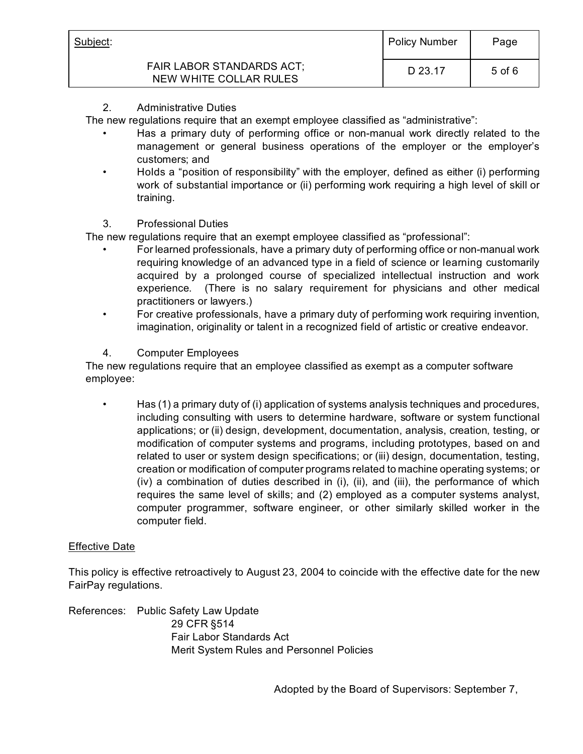2. Administrative Duties

The new regulations require that an exempt employee classified as "administrative":

- Has a primary duty of performing office or non-manual work directly related to the management or general business operations of the employer or the employer's customers; and
- Holds a "position of responsibility" with the employer, defined as either (i) performing work of substantial importance or (ii) performing work requiring a high level of skill or training.

3. Professional Duties

The new regulations require that an exempt employee classified as "professional":

- For learned professionals, have a primary duty of performing office or non-manual work requiring knowledge of an advanced type in a field of science or learning customarily acquired by a prolonged course of specialized intellectual instruction and work experience. (There is no salary requirement for physicians and other medical practitioners or lawyers.)
- For creative professionals, have a primary duty of performing work requiring invention, imagination, originality or talent in a recognized field of artistic or creative endeavor.

4. Computer Employees

The new regulations require that an employee classified as exempt as a computer software employee:

- Has (1) a primary duty of (i) application of systems analysis techniques and procedures, including consulting with users to determine hardware, software or system functional applications; or (ii) design, development, documentation, analysis, creation, testing, or modification of computer systems and programs, including prototypes, based on and related to user or system design specifications; or (iii) design, documentation, testing, creation or modification of computer programs related to machine operating systems; or (iv) a combination of duties described in (i), (ii), and (iii), the performance of which requires the same level of skills; and (2) employed as a computer systems analyst, computer programmer, software engineer, or other similarly skilled worker in the computer field.

Effective Date

This policy is effective retroactively to August 23, 2004 to coincide with the effective date for the new FairPay regulations.

References: Public Safety Law Update
29 CFR §514
Fair Labor Standards Act
Merit System Rules and Personnel Policies

Adopted by the Board of Supervisors: September 7,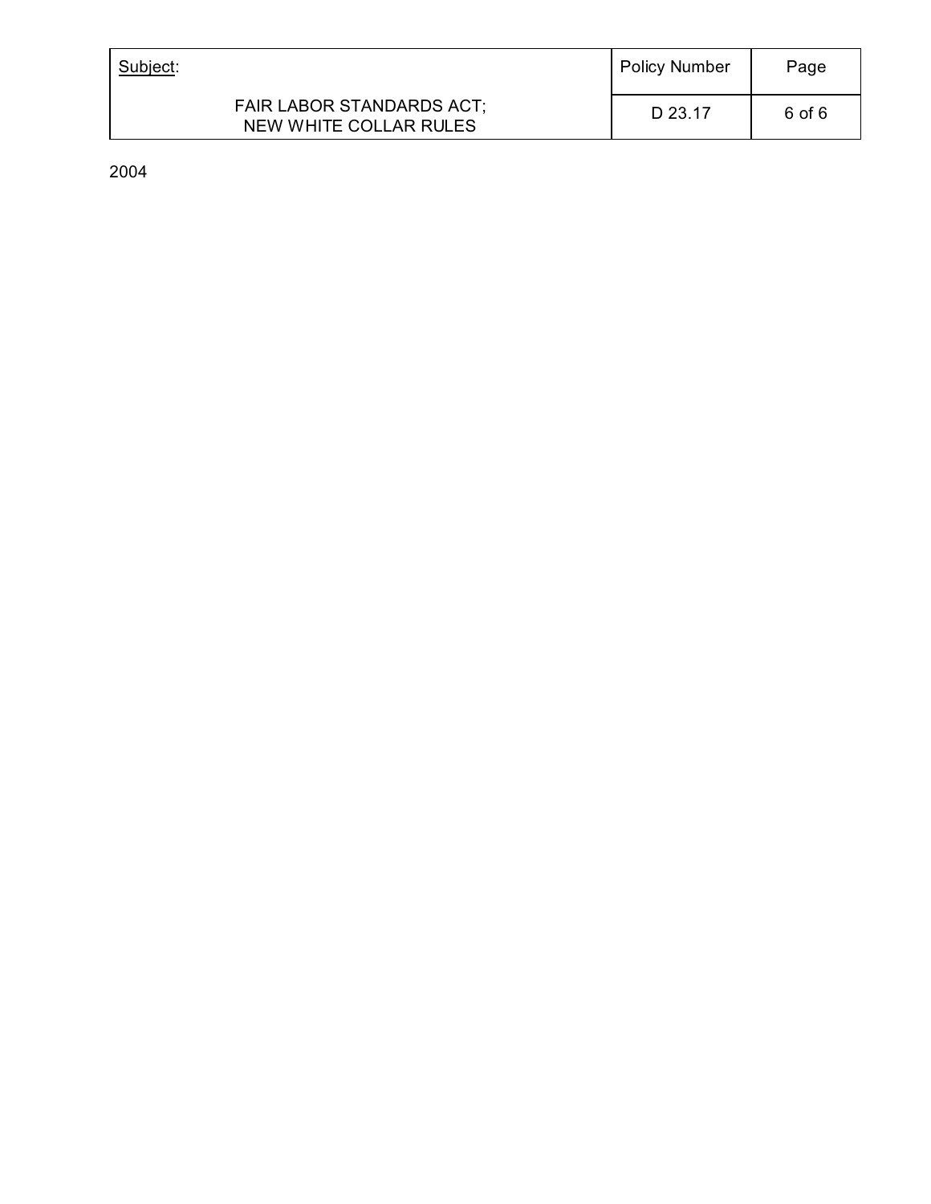2004